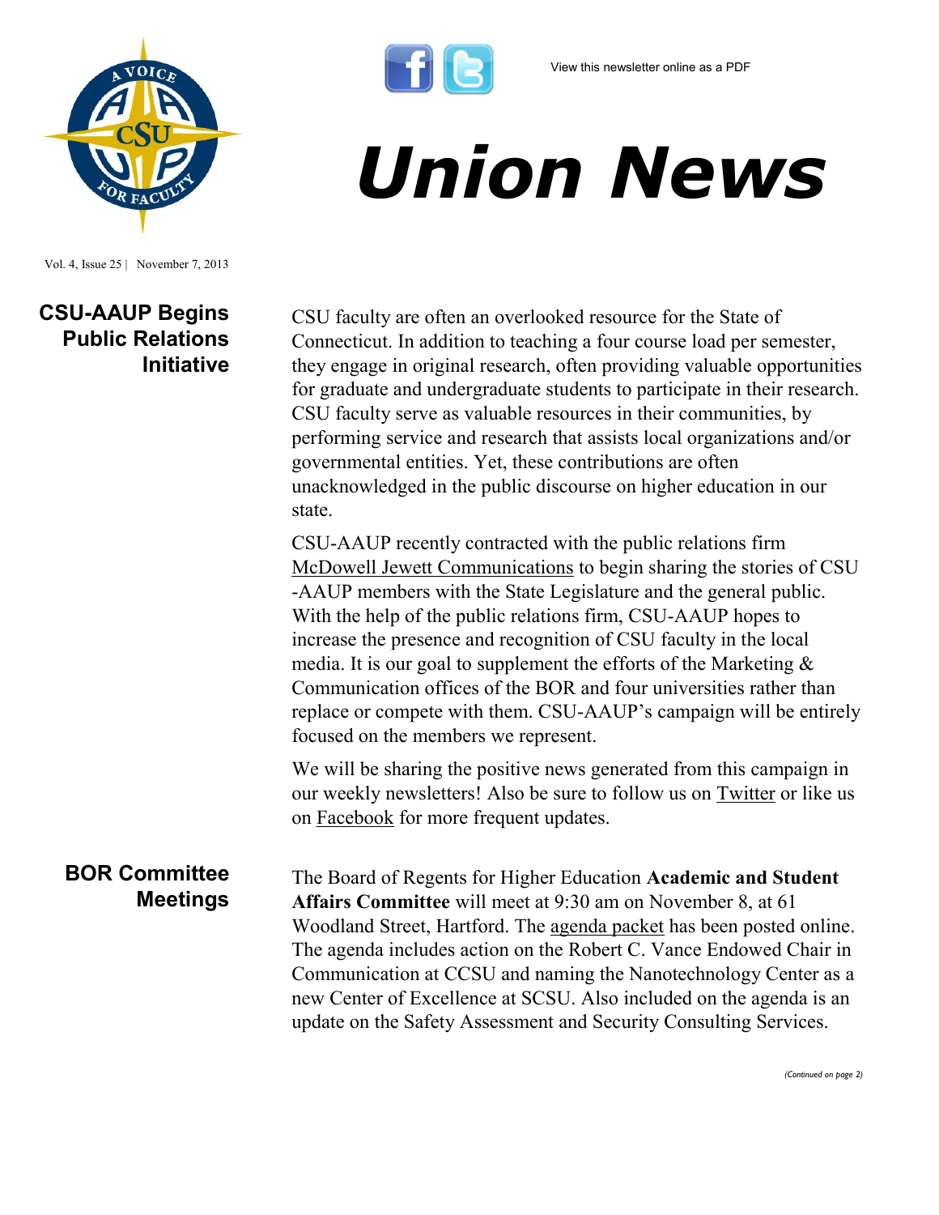View this newsletter online as a PDF

# Union News

Vol. 4, Issue 25 | November 7, 2013

## CSU-AAUP Begins Public Relations Initiative

CSU faculty are often an overlooked resource for the State of Connecticut. In addition to teaching a four course load per semester, they engage in original research, often providing valuable opportunities for graduate and undergraduate students to participate in their research. CSU faculty serve as valuable resources in their communities, by performing service and research that assists local organizations and/or governmental entities. Yet, these contributions are often unacknowledged in the public discourse on higher education in our state.

CSU-AAUP recently contracted with the public relations firm McDowell Jewett Communications to begin sharing the stories of CSU-AAUP members with the State Legislature and the general public. With the help of the public relations firm, CSU-AAUP hopes to increase the presence and recognition of CSU faculty in the local media. It is our goal to supplement the efforts of the Marketing & Communication offices of the BOR and four universities rather than replace or compete with them. CSU-AAUP's campaign will be entirely focused on the members we represent.

We will be sharing the positive news generated from this campaign in our weekly newsletters! Also be sure to follow us on Twitter or like us on Facebook for more frequent updates.

## BOR Committee Meetings

The Board of Regents for Higher Education **Academic and Student Affairs Committee** will meet at 9:30 am on November 8, at 61 Woodland Street, Hartford. The agenda packet has been posted online. The agenda includes action on the Robert C. Vance Endowed Chair in Communication at CCSU and naming the Nanotechnology Center as a new Center of Excellence at SCSU. Also included on the agenda is an update on the Safety Assessment and Security Consulting Services.

*(Continued on page 2)*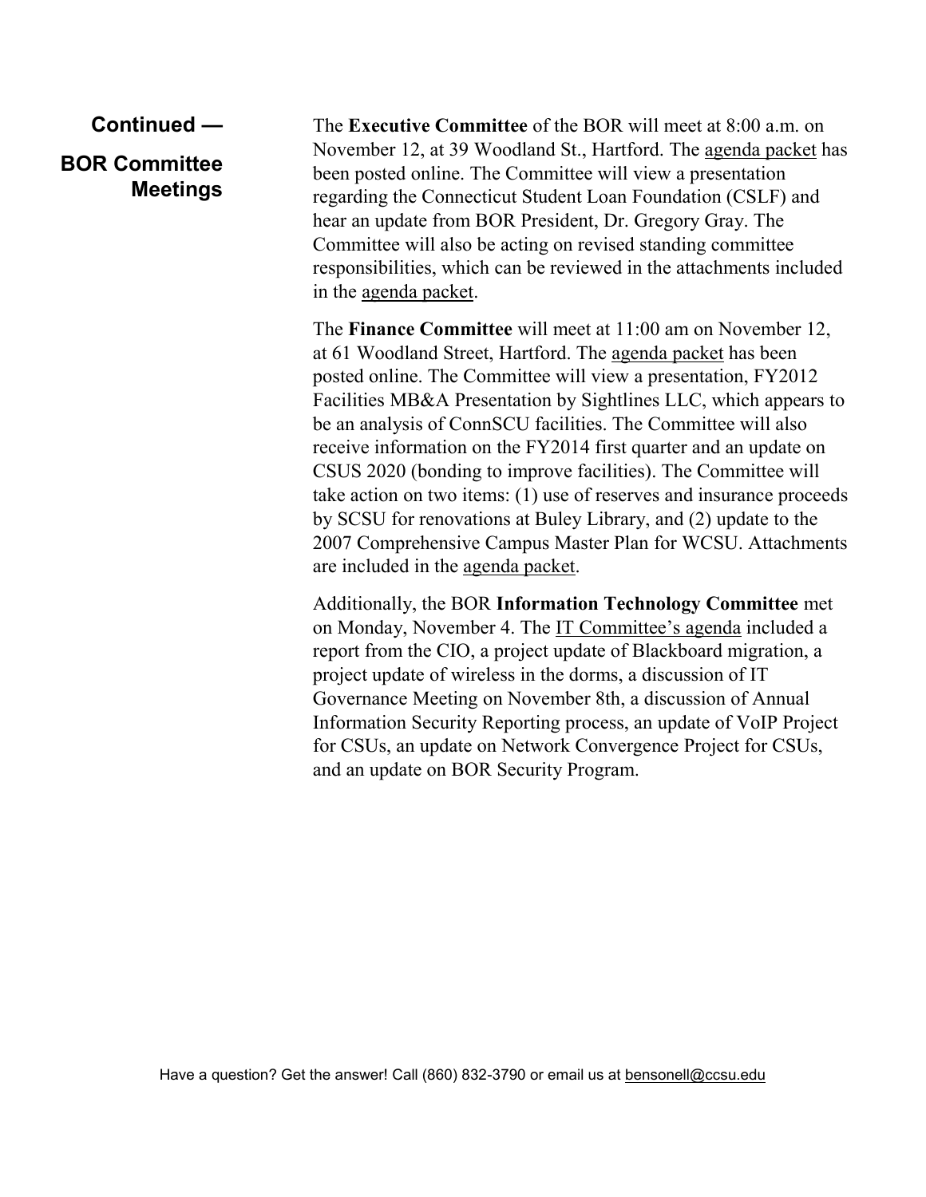## Continued — BOR Committee Meetings

The **Executive Committee** of the BOR will meet at 8:00 a.m. on November 12, at 39 Woodland St., Hartford. The agenda packet has been posted online. The Committee will view a presentation regarding the Connecticut Student Loan Foundation (CSLF) and hear an update from BOR President, Dr. Gregory Gray. The Committee will also be acting on revised standing committee responsibilities, which can be reviewed in the attachments included in the agenda packet.

The **Finance Committee** will meet at 11:00 am on November 12, at 61 Woodland Street, Hartford. The agenda packet has been posted online. The Committee will view a presentation, FY2012 Facilities MB&A Presentation by Sightlines LLC, which appears to be an analysis of ConnSCU facilities. The Committee will also receive information on the FY2014 first quarter and an update on CSUS 2020 (bonding to improve facilities). The Committee will take action on two items: (1) use of reserves and insurance proceeds by SCSU for renovations at Buley Library, and (2) update to the 2007 Comprehensive Campus Master Plan for WCSU. Attachments are included in the agenda packet.

Additionally, the BOR **Information Technology Committee** met on Monday, November 4. The IT Committee's agenda included a report from the CIO, a project update of Blackboard migration, a project update of wireless in the dorms, a discussion of IT Governance Meeting on November 8th, a discussion of Annual Information Security Reporting process, an update of VoIP Project for CSUs, an update on Network Convergence Project for CSUs, and an update on BOR Security Program.

Have a question? Get the answer! Call (860) 832-3790 or email us at bensonell@ccsu.edu